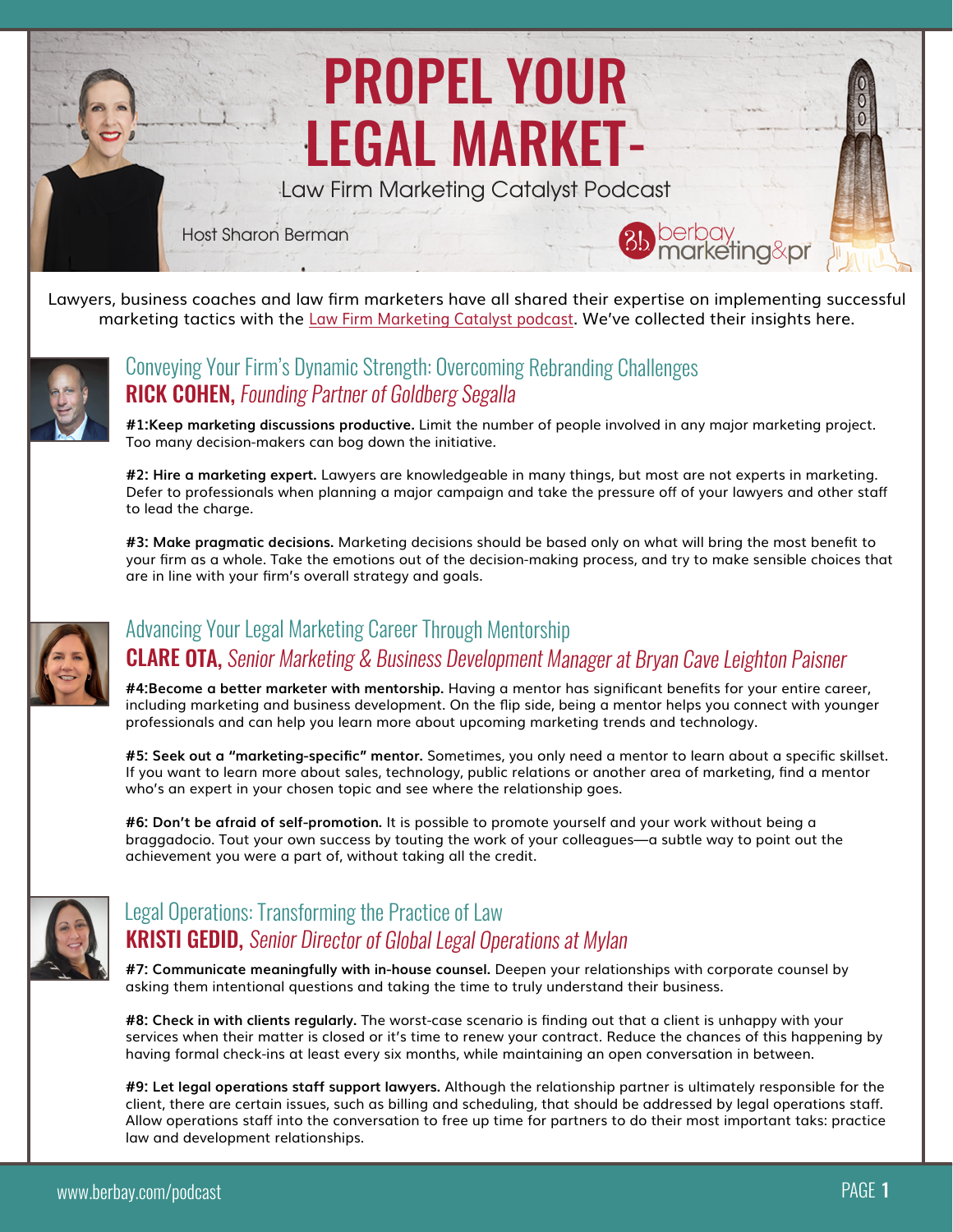# PROPEL YOUR LEGAL MARKET-

Law Firm Marketing Catalyst Podcast

Host Sharon Berman

berbay marketing&pr

Lawyers, business coaches and law firm marketers have all shared their expertise on implementing successful marketing tactics with the Law Firm Marketing Catalyst podcast. We've collected their insights here.

## Conveying Your Firm's Dynamic Strength: Overcoming Rebranding Challenges

### RICK COHEN, *Founding Partner of Goldberg Segalla*

**#1:Keep marketing discussions productive.** Limit the number of people involved in any major marketing project. Too many decision-makers can bog down the initiative.

**#2: Hire a marketing expert.** Lawyers are knowledgeable in many things, but most are not experts in marketing. Defer to professionals when planning a major campaign and take the pressure off of your lawyers and other staff to lead the charge.

**#3: Make pragmatic decisions.** Marketing decisions should be based only on what will bring the most benefit to your firm as a whole. Take the emotions out of the decision-making process, and try to make sensible choices that are in line with your firm's overall strategy and goals.

## Advancing Your Legal Marketing Career Through Mentorship

### CLARE OTA, *Senior Marketing & Business Development Manager at Bryan Cave Leighton Paisner*

**#4:Become a better marketer with mentorship.** Having a mentor has significant benefits for your entire career, including marketing and business development. On the flip side, being a mentor helps you connect with younger professionals and can help you learn more about upcoming marketing trends and technology.

**#5: Seek out a "marketing-specific" mentor.** Sometimes, you only need a mentor to learn about a specific skillset. If you want to learn more about sales, technology, public relations or another area of marketing, find a mentor who's an expert in your chosen topic and see where the relationship goes.

**#6: Don't be afraid of self-promotion.** It is possible to promote yourself and your work without being a braggadocio. Tout your own success by touting the work of your colleagues—a subtle way to point out the achievement you were a part of, without taking all the credit.

## Legal Operations: Transforming the Practice of Law

### KRISTI GEDID, *Senior Director of Global Legal Operations at Mylan*

**#7: Communicate meaningfully with in-house counsel.** Deepen your relationships with corporate counsel by asking them intentional questions and taking the time to truly understand their business.

**#8: Check in with clients regularly.** The worst-case scenario is finding out that a client is unhappy with your services when their matter is closed or it's time to renew your contract. Reduce the chances of this happening by having formal check-ins at least every six months, while maintaining an open conversation in between.

**#9: Let legal operations staff support lawyers.** Although the relationship partner is ultimately responsible for the client, there are certain issues, such as billing and scheduling, that should be addressed by legal operations staff. Allow operations staff into the conversation to free up time for partners to do their most important taks: practice law and development relationships.

www.berbay.com/podcast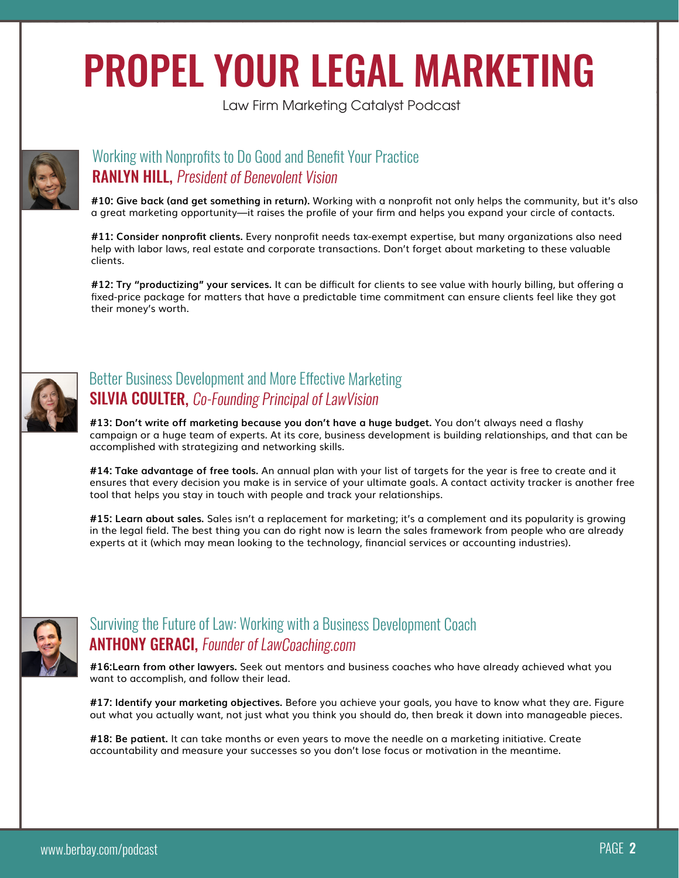# PROPEL YOUR LEGAL MARKETING

Law Firm Marketing Catalyst Podcast

## Working with Nonprofits to Do Good and Benefit Your Practice

**RANLYN HILL,** *President of Benevolent Vision*

**#10: Give back (and get something in return).** Working with a nonprofit not only helps the community, but it's also a great marketing opportunity—it raises the profile of your firm and helps you expand your circle of contacts.

**#11: Consider nonprofit clients.** Every nonprofit needs tax-exempt expertise, but many organizations also need help with labor laws, real estate and corporate transactions. Don't forget about marketing to these valuable clients.

**#12: Try "productizing" your services.** It can be difficult for clients to see value with hourly billing, but offering a fixed-price package for matters that have a predictable time commitment can ensure clients feel like they got their money's worth.

## Better Business Development and More Effective Marketing

**SILVIA COULTER,** *Co-Founding Principal of LawVision*

**#13: Don't write off marketing because you don't have a huge budget.** You don't always need a flashy campaign or a huge team of experts. At its core, business development is building relationships, and that can be accomplished with strategizing and networking skills.

**#14: Take advantage of free tools.** An annual plan with your list of targets for the year is free to create and it ensures that every decision you make is in service of your ultimate goals. A contact activity tracker is another free tool that helps you stay in touch with people and track your relationships.

**#15: Learn about sales.** Sales isn't a replacement for marketing; it's a complement and its popularity is growing in the legal field. The best thing you can do right now is learn the sales framework from people who are already experts at it (which may mean looking to the technology, financial services or accounting industries).

## Surviving the Future of Law: Working with a Business Development Coach

**ANTHONY GERACI,** *Founder of LawCoaching.com*

**#16:Learn from other lawyers.** Seek out mentors and business coaches who have already achieved what you want to accomplish, and follow their lead.

**#17: Identify your marketing objectives.** Before you achieve your goals, you have to know what they are. Figure out what you actually want, not just what you think you should do, then break it down into manageable pieces.

**#18: Be patient.** It can take months or even years to move the needle on a marketing initiative. Create accountability and measure your successes so you don't lose focus or motivation in the meantime.

www.berbay.com/podcast